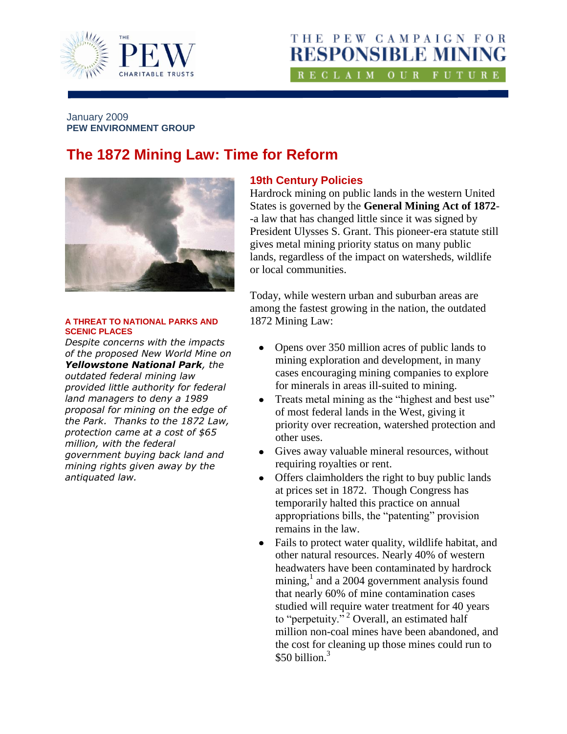THE PEW CAMPAIGN FOR RESPONSIBLE MINING

RECLAIM OUR FUTURE

January 2009
**PEW ENVIRONMENT GROUP**

# The 1872 Mining Law: Time for Reform

**A THREAT TO NATIONAL PARKS AND SCENIC PLACES**

*Despite concerns with the impacts of the proposed New World Mine on* ***Yellowstone National Park****, the outdated federal mining law provided little authority for federal land managers to deny a 1989 proposal for mining on the edge of the Park. Thanks to the 1872 Law, protection came at a cost of $65 million, with the federal government buying back land and mining rights given away by the antiquated law.*

## 19th Century Policies

Hardrock mining on public lands in the western United States is governed by the **General Mining Act of 1872**--a law that has changed little since it was signed by President Ulysses S. Grant. This pioneer-era statute still gives metal mining priority status on many public lands, regardless of the impact on watersheds, wildlife or local communities.

Today, while western urban and suburban areas are among the fastest growing in the nation, the outdated 1872 Mining Law:

- Opens over 350 million acres of public lands to mining exploration and development, in many cases encouraging mining companies to explore for minerals in areas ill-suited to mining.
- Treats metal mining as the "highest and best use" of most federal lands in the West, giving it priority over recreation, watershed protection and other uses.
- Gives away valuable mineral resources, without requiring royalties or rent.
- Offers claimholders the right to buy public lands at prices set in 1872. Though Congress has temporarily halted this practice on annual appropriations bills, the "patenting" provision remains in the law.
- Fails to protect water quality, wildlife habitat, and other natural resources. Nearly 40% of western headwaters have been contaminated by hardrock mining,[1] and a 2004 government analysis found that nearly 60% of mine contamination cases studied will require water treatment for 40 years to "perpetuity."[2] Overall, an estimated half million non-coal mines have been abandoned, and the cost for cleaning up those mines could run to $50 billion.[3]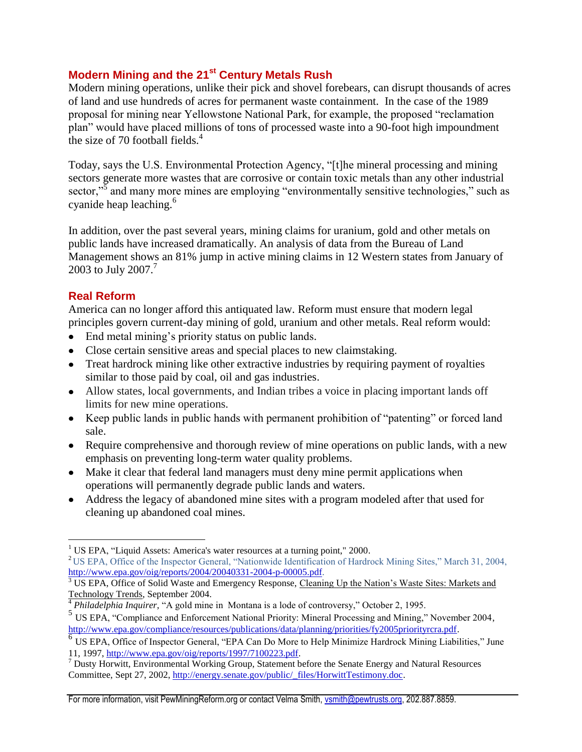## Modern Mining and the 21st Century Metals Rush

Modern mining operations, unlike their pick and shovel forebears, can disrupt thousands of acres of land and use hundreds of acres for permanent waste containment. In the case of the 1989 proposal for mining near Yellowstone National Park, for example, the proposed "reclamation plan" would have placed millions of tons of processed waste into a 90-foot high impoundment the size of 70 football fields.[4]

Today, says the U.S. Environmental Protection Agency, "[t]he mineral processing and mining sectors generate more wastes that are corrosive or contain toxic metals than any other industrial sector,"[5] and many more mines are employing "environmentally sensitive technologies," such as cyanide heap leaching.[6]

In addition, over the past several years, mining claims for uranium, gold and other metals on public lands have increased dramatically. An analysis of data from the Bureau of Land Management shows an 81% jump in active mining claims in 12 Western states from January of 2003 to July 2007.[7]

## Real Reform

America can no longer afford this antiquated law. Reform must ensure that modern legal principles govern current-day mining of gold, uranium and other metals. Real reform would:

- End metal mining's priority status on public lands.
- Close certain sensitive areas and special places to new claimstaking.
- Treat hardrock mining like other extractive industries by requiring payment of royalties similar to those paid by coal, oil and gas industries.
- Allow states, local governments, and Indian tribes a voice in placing important lands off limits for new mine operations.
- Keep public lands in public hands with permanent prohibition of "patenting" or forced land sale.
- Require comprehensive and thorough review of mine operations on public lands, with a new emphasis on preventing long-term water quality problems.
- Make it clear that federal land managers must deny mine permit applications when operations will permanently degrade public lands and waters.
- Address the legacy of abandoned mine sites with a program modeled after that used for cleaning up abandoned coal mines.

---

[1] US EPA, "Liquid Assets: America's water resources at a turning point," 2000.

[2] US EPA, Office of the Inspector General, "Nationwide Identification of Hardrock Mining Sites," March 31, 2004, http://www.epa.gov/oig/reports/2004/20040331-2004-p-00005.pdf.

[3] US EPA, Office of Solid Waste and Emergency Response, Cleaning Up the Nation's Waste Sites: Markets and Technology Trends, September 2004.

[4] *Philadelphia Inquirer*, "A gold mine in Montana is a lode of controversy," October 2, 1995.

[5] US EPA, "Compliance and Enforcement National Priority: Mineral Processing and Mining," November 2004, http://www.epa.gov/compliance/resources/publications/data/planning/priorities/fy2005priorityrcra.pdf.

[6] US EPA, Office of Inspector General, "EPA Can Do More to Help Minimize Hardrock Mining Liabilities," June 11, 1997, http://www.epa.gov/oig/reports/1997/7100223.pdf.

[7] Dusty Horwitt, Environmental Working Group, Statement before the Senate Energy and Natural Resources Committee, Sept 27, 2002, http://energy.senate.gov/public/_files/HorwittTestimony.doc.

For more information, visit PewMiningReform.org or contact Velma Smith, vsmith@pewtrusts.org, 202.887.8859.